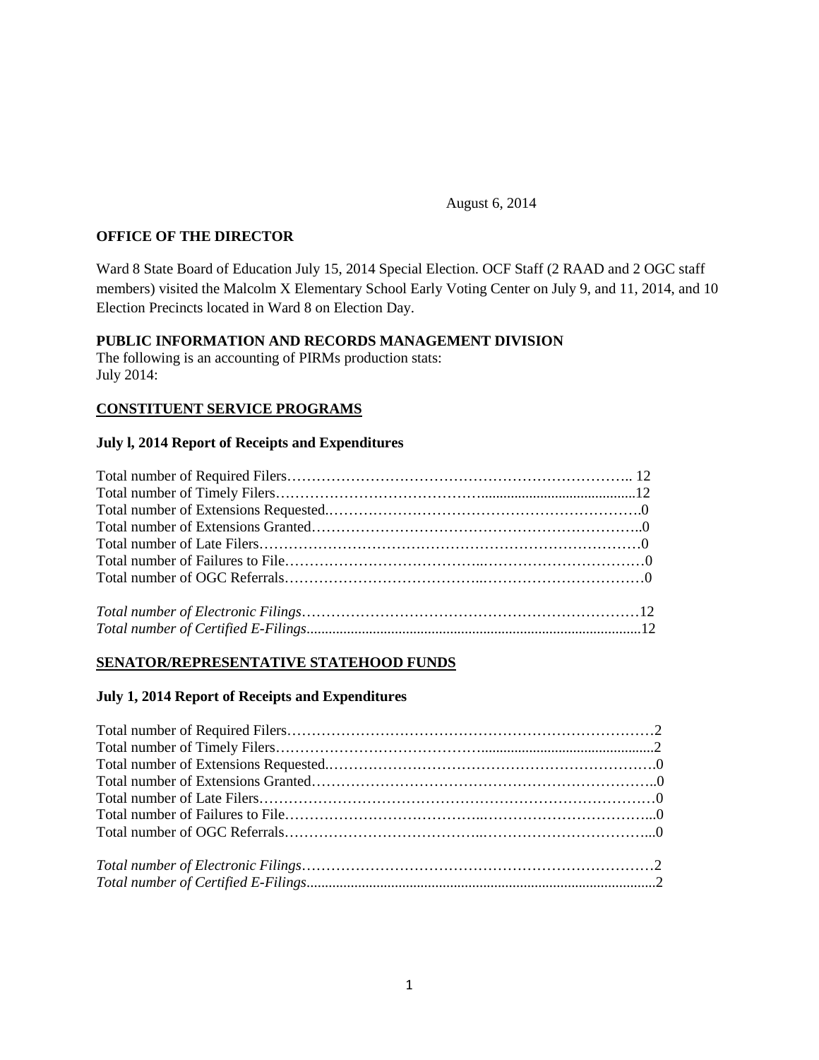August 6, 2014

**OFFICE OF THE DIRECTOR**

Ward 8 State Board of Education July 15, 2014 Special Election. OCF Staff (2 RAAD and 2 OGC staff members) visited the Malcolm X Elementary School Early Voting Center on July 9, and 11, 2014, and 10 Election Precincts located in Ward 8 on Election Day.

**PUBLIC INFORMATION AND RECORDS MANAGEMENT DIVISION**

The following is an accounting of PIRMs production stats:
July 2014:

## CONSTITUENT SERVICE PROGRAMS

### July l, 2014 Report of Receipts and Expenditures

Total number of Required Filers……………………………………………………………….. 12
Total number of Timely Filers……………………………………..........................................12
Total number of Extensions Requested.……………………………………………………….0
Total number of Extensions Granted…………………………………………….…………..0
Total number of Late Filers……………………………………………………………………0
Total number of Failures to File…………………………………..……………………………0
Total number of OGC Referrals………………………………..………………………………0

*Total number of Electronic Filings*……………………………………………………………12
*Total number of Certified E-Filings*..........................................................................................12

## SENATOR/REPRESENTATIVE STATEHOOD FUNDS

### July 1, 2014 Report of Receipts and Expenditures

Total number of Required Filers…………………………………………………………………2
Total number of Timely Filers……………………………………...............................................2
Total number of Extensions Requested.…………………………………………………………0
Total number of Extensions Granted……………………………………………………………..0
Total number of Late Filers………………………………………………………………………0
Total number of Failures to File…………………………………..……………………………...0
Total number of OGC Referrals………………………………..……………………………...0

*Total number of Electronic Filings*………………………………………………………………2
*Total number of Certified E-Filings*..............................................................................................2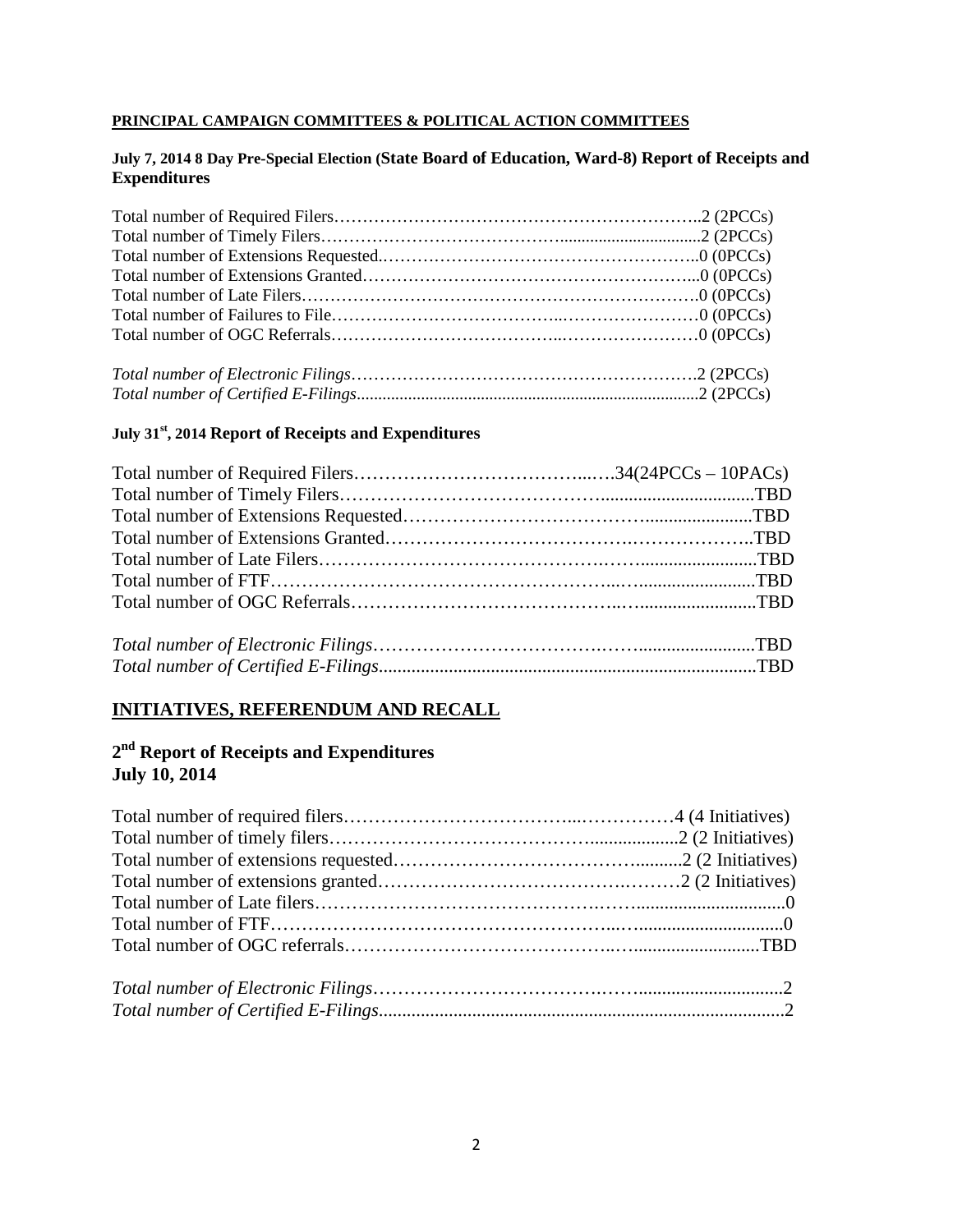**PRINCIPAL CAMPAIGN COMMITTEES & POLITICAL ACTION COMMITTEES**

**July 7, 2014 8 Day Pre-Special Election (State Board of Education, Ward-8) Report of Receipts and Expenditures**

Total number of Required Filers…………………………………………………………..2 (2PCCs)
Total number of Timely Filers………………………………….................................2 (2PCCs)
Total number of Extensions Requested.……………………………………………………..0 (0PCCs)
Total number of Extensions Granted……………………………………………………...0 (0PCCs)
Total number of Late Filers……………………………………………………………….0 (0PCCs)
Total number of Failures to File………………………………...……………………0 (0PCCs)
Total number of OGC Referrals………………………………...……………………0 (0PCCs)

*Total number of Electronic Filings*…………………………………………………….2 (2PCCs)
*Total number of Certified E-Filings*...............................................................................2 (2PCCs)

**July 31[st], 2014 Report of Receipts and Expenditures**

Total number of Required Filers………………………………...….34(24PCCs – 10PACs)
Total number of Timely Filers………………………………….................................TBD
Total number of Extensions Requested………………………………......................TBD
Total number of Extensions Granted…………………………………………………..TBD
Total number of Late Filers…………………………………….…..........................TBD
Total number of FTF……………………………………………...….........................TBD
Total number of OGC Referrals…………………………………..….........................TBD

*Total number of Electronic Filings*………………………….…..........................TBD
*Total number of Certified E-Filings*..................................................................................TBD

## INITIATIVES, REFERENDUM AND RECALL

**2[nd] Report of Receipts and Expenditures**
**July 10, 2014**

Total number of required filers………………………………...……………4 (4 Initiatives)
Total number of timely filers………………………………….................2 (2 Initiatives)
Total number of extensions requested……………………………………..........2 (2 Initiatives)
Total number of extensions granted…………………………………….………2 (2 Initiatives)
Total number of Late filers……………………………………..…..............................0
Total number of FTF……………………………………………...….............................0
Total number of OGC referrals…………………………………..….........................TBD

*Total number of Electronic Filings*………………………….….............................2
*Total number of Certified E-Filings*.......................................................................................2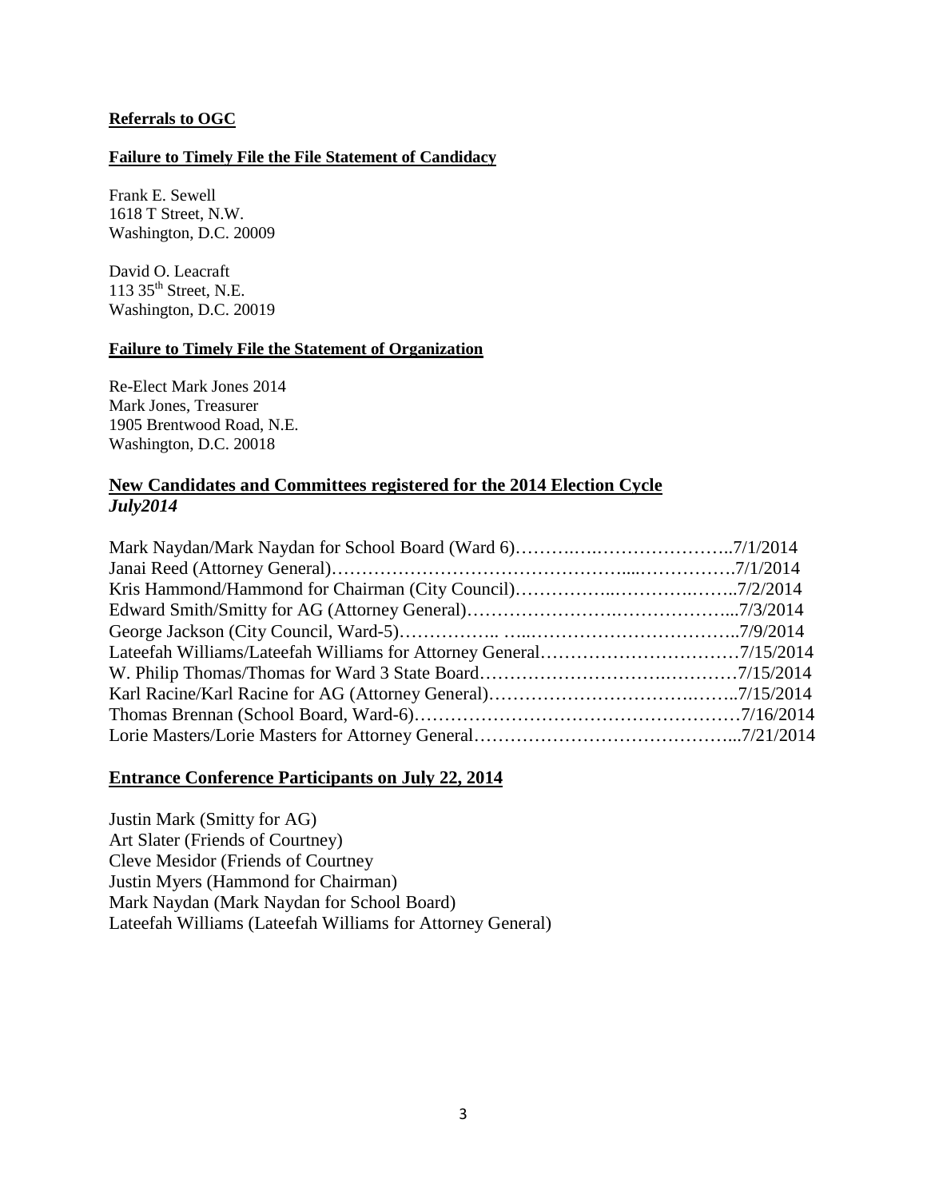**Referrals to OGC**

**Failure to Timely File the File Statement of Candidacy**

Frank E. Sewell
1618 T Street, N.W.
Washington, D.C. 20009

David O. Leacraft
113 35th Street, N.E.
Washington, D.C. 20019

**Failure to Timely File the Statement of Organization**

Re-Elect Mark Jones 2014
Mark Jones, Treasurer
1905 Brentwood Road, N.E.
Washington, D.C. 20018

## New Candidates and Committees registered for the 2014 Election Cycle
***July2014***

Mark Naydan/Mark Naydan for School Board (Ward 6)……….….…………………..7/1/2014
Janai Reed (Attorney General)…………………………………………....…………….7/1/2014
Kris Hammond/Hammond for Chairman (City Council)……………..………….……..7/2/2014
Edward Smith/Smitty for AG (Attorney General)…………………….………………...7/3/2014
George Jackson (City Council, Ward-5)…………….. …..……………………………..7/9/2014
Lateefah Williams/Lateefah Williams for Attorney General……………………….……7/15/2014
W. Philip Thomas/Thomas for Ward 3 State Board……………………….…………7/15/2014
Karl Racine/Karl Racine for AG (Attorney General)…………………………….……..7/15/2014
Thomas Brennan (School Board, Ward-6)……………………………………………7/16/2014
Lorie Masters/Lorie Masters for Attorney General…………………………….………...7/21/2014

## Entrance Conference Participants on July 22, 2014

Justin Mark (Smitty for AG)
Art Slater (Friends of Courtney)
Cleve Mesidor (Friends of Courtney
Justin Myers (Hammond for Chairman)
Mark Naydan (Mark Naydan for School Board)
Lateefah Williams (Lateefah Williams for Attorney General)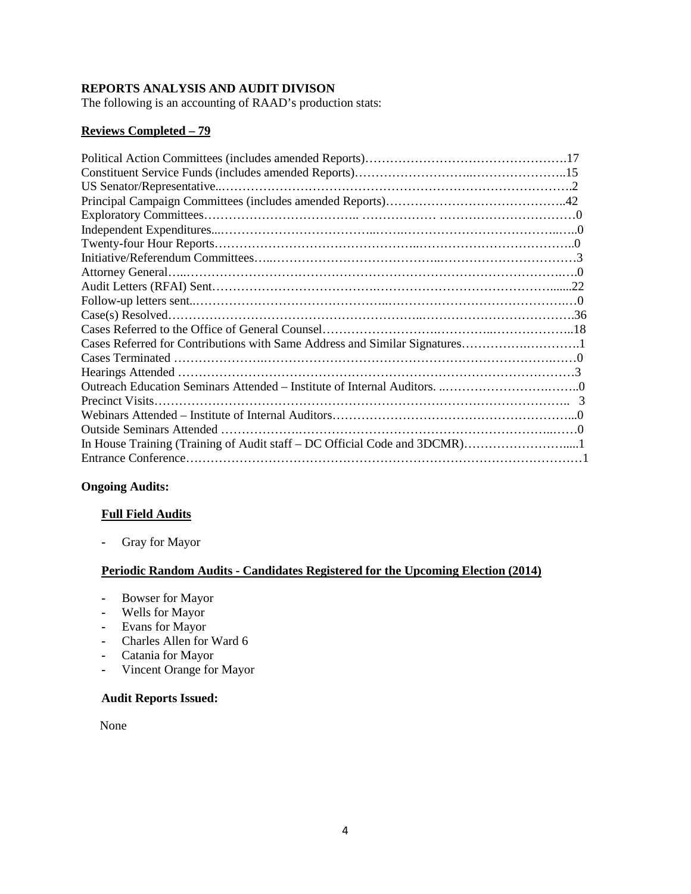## REPORTS ANALYSIS AND AUDIT DIVISON

The following is an accounting of RAAD's production stats:

**Reviews Completed – 79**

| Item | Count |
|---|---|
| Political Action Committees (includes amended Reports) | 17 |
| Constituent Service Funds (includes amended Reports) | 15 |
| US Senator/Representative | 2 |
| Principal Campaign Committees (includes amended Reports) | 42 |
| Exploratory Committees | 0 |
| Independent Expenditures | 0 |
| Twenty-four Hour Reports | 0 |
| Initiative/Referendum Committees | 3 |
| Attorney General | 0 |
| Audit Letters (RFAI) Sent | 22 |
| Follow-up letters sent | 0 |
| Case(s) Resolved | 36 |
| Cases Referred to the Office of General Counsel | 18 |
| Cases Referred for Contributions with Same Address and Similar Signatures | 1 |
| Cases Terminated | 0 |
| Hearings Attended | 3 |
| Outreach Education Seminars Attended – Institute of Internal Auditors. | 0 |
| Precinct Visits | 3 |
| Webinars Attended – Institute of Internal Auditors | 0 |
| Outside Seminars Attended | 0 |
| In House Training (Training of Audit staff – DC Official Code and 3DCMR) | 1 |
| Entrance Conference | 1 |

**Ongoing Audits:**

**Full Field Audits**

- Gray for Mayor

**Periodic Random Audits - Candidates Registered for the Upcoming Election (2014)**

- Bowser for Mayor
- Wells for Mayor
- Evans for Mayor
- Charles Allen for Ward 6
- Catania for Mayor
- Vincent Orange for Mayor

**Audit Reports Issued:**

None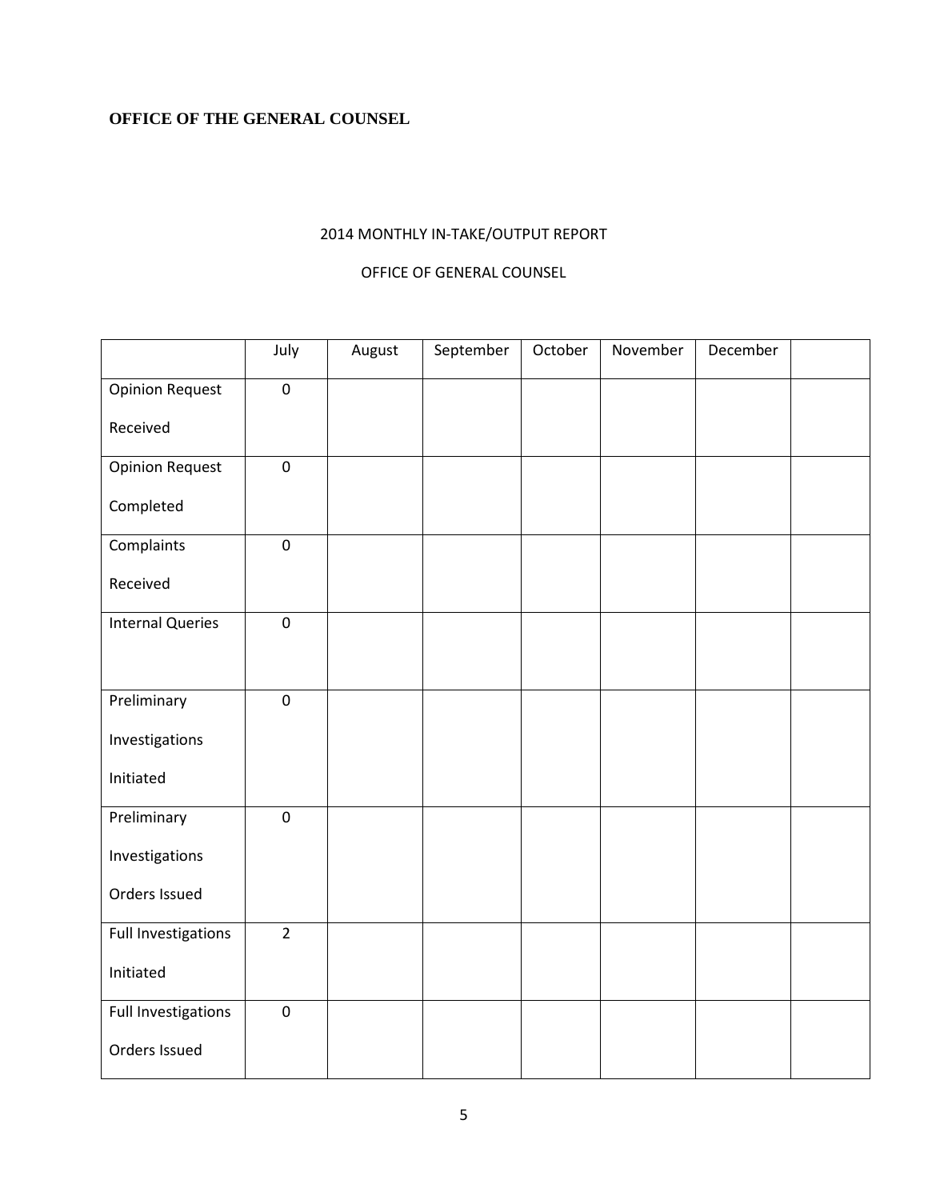**OFFICE OF THE GENERAL COUNSEL**

2014 MONTHLY IN-TAKE/OUTPUT REPORT

OFFICE OF GENERAL COUNSEL

| | July | August | September | October | November | December | |
|---|---|---|---|---|---|---|---|
| Opinion Request Received | 0 | | | | | | |
| Opinion Request Completed | 0 | | | | | | |
| Complaints Received | 0 | | | | | | |
| Internal Queries | 0 | | | | | | |
| Preliminary Investigations Initiated | 0 | | | | | | |
| Preliminary Investigations Orders Issued | 0 | | | | | | |
| Full Investigations Initiated | 2 | | | | | | |
| Full Investigations Orders Issued | 0 | | | | | | |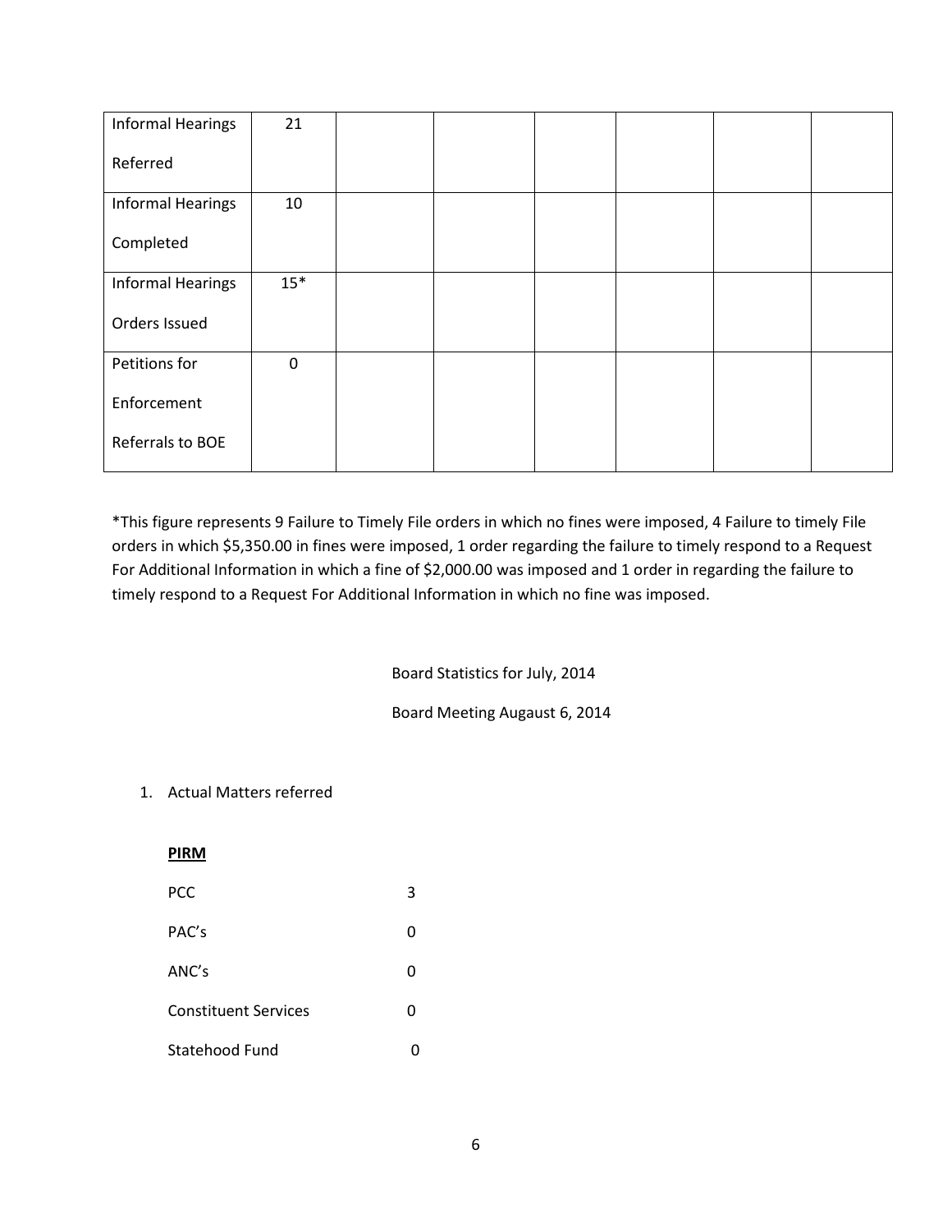| Informal Hearings Referred | 21 | | | | | | |
|---|---|---|---|---|---|---|---|
| Informal Hearings Completed | 10 | | | | | | |
| Informal Hearings Orders Issued | 15* | | | | | | |
| Petitions for Enforcement Referrals to BOE | 0 | | | | | | |

*This figure represents 9 Failure to Timely File orders in which no fines were imposed, 4 Failure to timely File orders in which $5,350.00 in fines were imposed, 1 order regarding the failure to timely respond to a Request For Additional Information in which a fine of $2,000.00 was imposed and 1 order in regarding the failure to timely respond to a Request For Additional Information in which no fine was imposed.

Board Statistics for July, 2014

Board Meeting Augaust 6, 2014

1. Actual Matters referred

**PIRM**

| | |
|---|---|
| PCC | 3 |
| PAC's | 0 |
| ANC's | 0 |
| Constituent Services | 0 |
| Statehood Fund | 0 |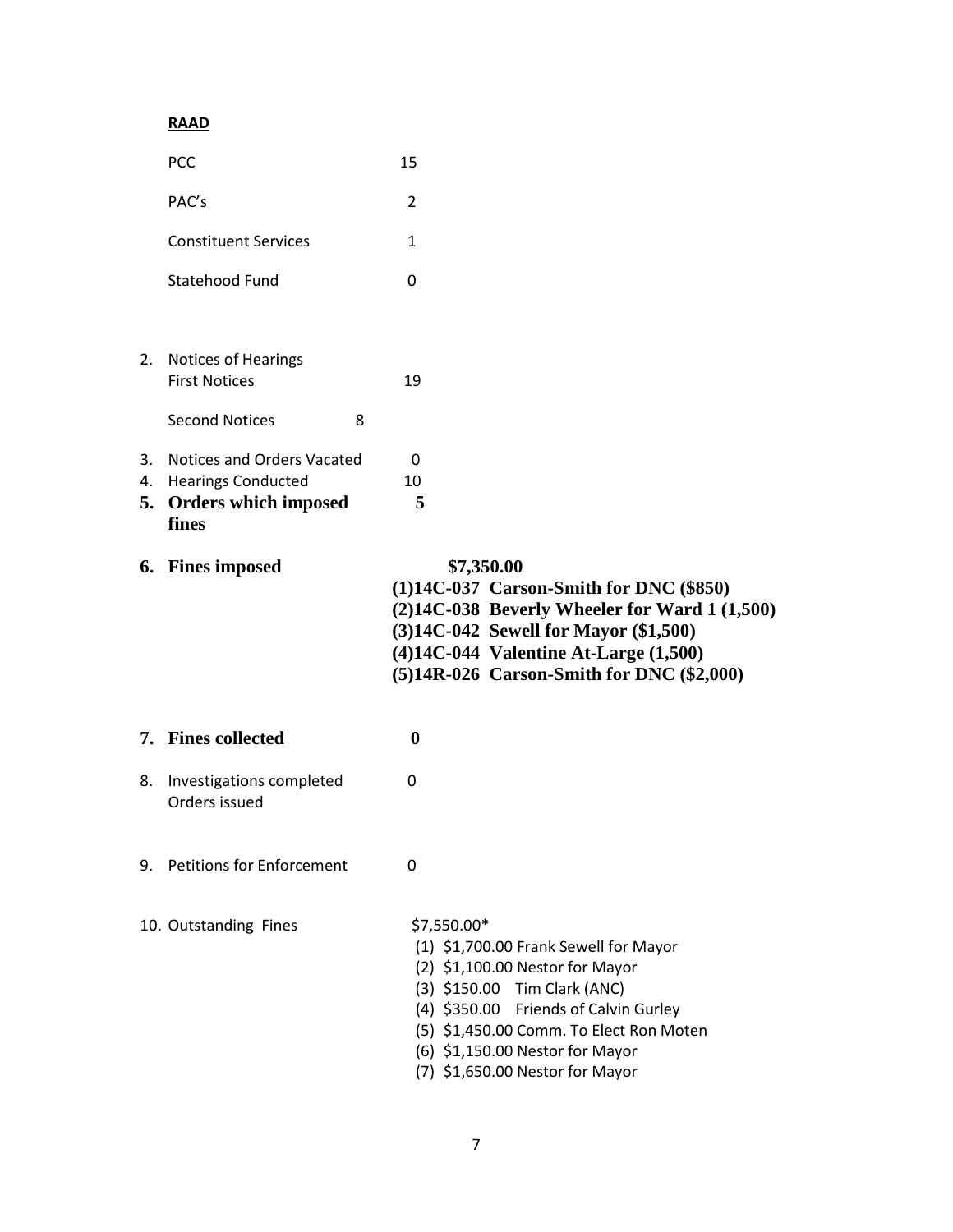**RAAD**

| | |
|---|---|
| PCC | 15 |
| PAC's | 2 |
| Constituent Services | 1 |
| Statehood Fund | 0 |

2. Notices of Hearings
   First Notices 19

   Second Notices 8

3. Notices and Orders Vacated 0
4. Hearings Conducted 10
5. **Orders which imposed fines** **5**

6. **Fines imposed** **$7,350.00**
   - **(1)14C-037 Carson-Smith for DNC ($850)**
   - **(2)14C-038 Beverly Wheeler for Ward 1 (1,500)**
   - **(3)14C-042 Sewell for Mayor ($1,500)**
   - **(4)14C-044 Valentine At-Large (1,500)**
   - **(5)14R-026 Carson-Smith for DNC ($2,000)**

7. **Fines collected** **0**

8. Investigations completed 0
   Orders issued

9. Petitions for Enforcement 0

10. Outstanding Fines $7,550.00*
    - (1) $1,700.00 Frank Sewell for Mayor
    - (2) $1,100.00 Nestor for Mayor
    - (3) $150.00 Tim Clark (ANC)
    - (4) $350.00 Friends of Calvin Gurley
    - (5) $1,450.00 Comm. To Elect Ron Moten
    - (6) $1,150.00 Nestor for Mayor
    - (7) $1,650.00 Nestor for Mayor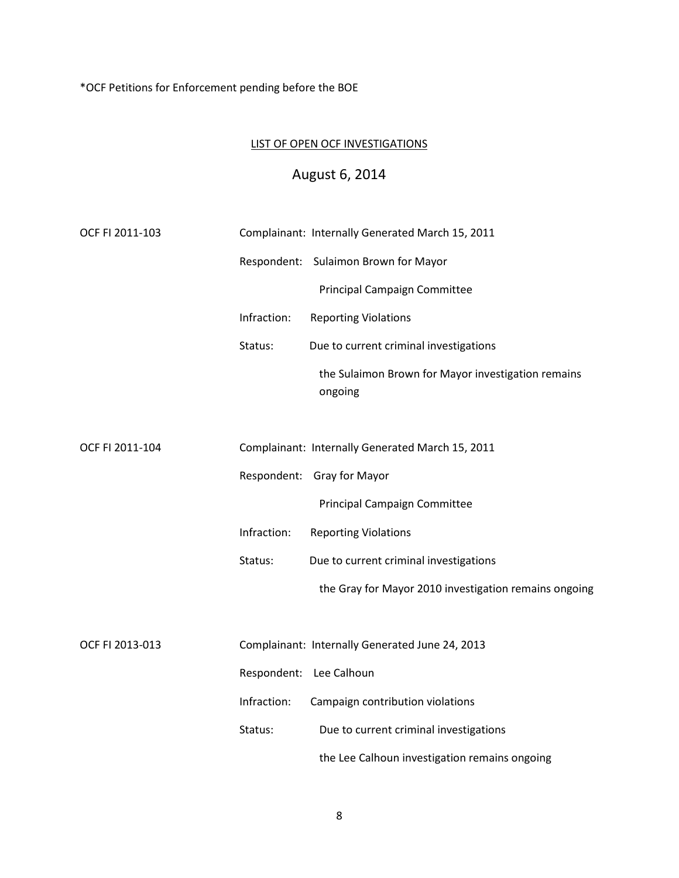*OCF Petitions for Enforcement pending before the BOE

## LIST OF OPEN OCF INVESTIGATIONS

## August 6, 2014

**OCF FI 2011-103**

Complainant: Internally Generated March 15, 2011

Respondent: Sulaimon Brown for Mayor

Principal Campaign Committee

Infraction: Reporting Violations

Status: Due to current criminal investigations the Sulaimon Brown for Mayor investigation remains ongoing

**OCF FI 2011-104**

Complainant: Internally Generated March 15, 2011

Respondent: Gray for Mayor

Principal Campaign Committee

Infraction: Reporting Violations

Status: Due to current criminal investigations the Gray for Mayor 2010 investigation remains ongoing

**OCF FI 2013-013**

Complainant: Internally Generated June 24, 2013

Respondent: Lee Calhoun

Infraction: Campaign contribution violations

Status: Due to current criminal investigations the Lee Calhoun investigation remains ongoing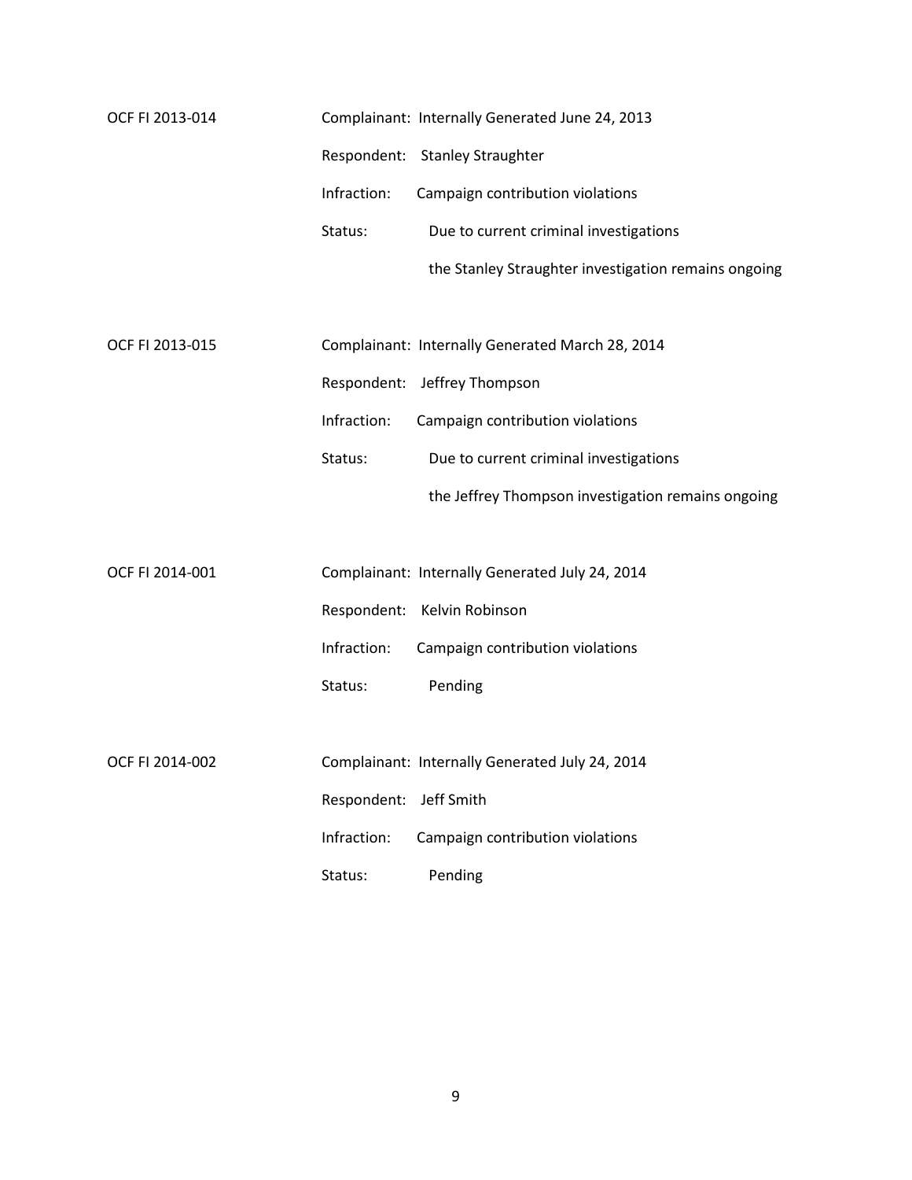OCF FI 2013-014

Complainant: Internally Generated June 24, 2013

Respondent: Stanley Straughter

Infraction: Campaign contribution violations

Status: Due to current criminal investigations the Stanley Straughter investigation remains ongoing

OCF FI 2013-015

Complainant: Internally Generated March 28, 2014

Respondent: Jeffrey Thompson

Infraction: Campaign contribution violations

Status: Due to current criminal investigations the Jeffrey Thompson investigation remains ongoing

OCF FI 2014-001

Complainant: Internally Generated July 24, 2014

Respondent: Kelvin Robinson

Infraction: Campaign contribution violations

Status: Pending

OCF FI 2014-002

Complainant: Internally Generated July 24, 2014

Respondent: Jeff Smith

Infraction: Campaign contribution violations

Status: Pending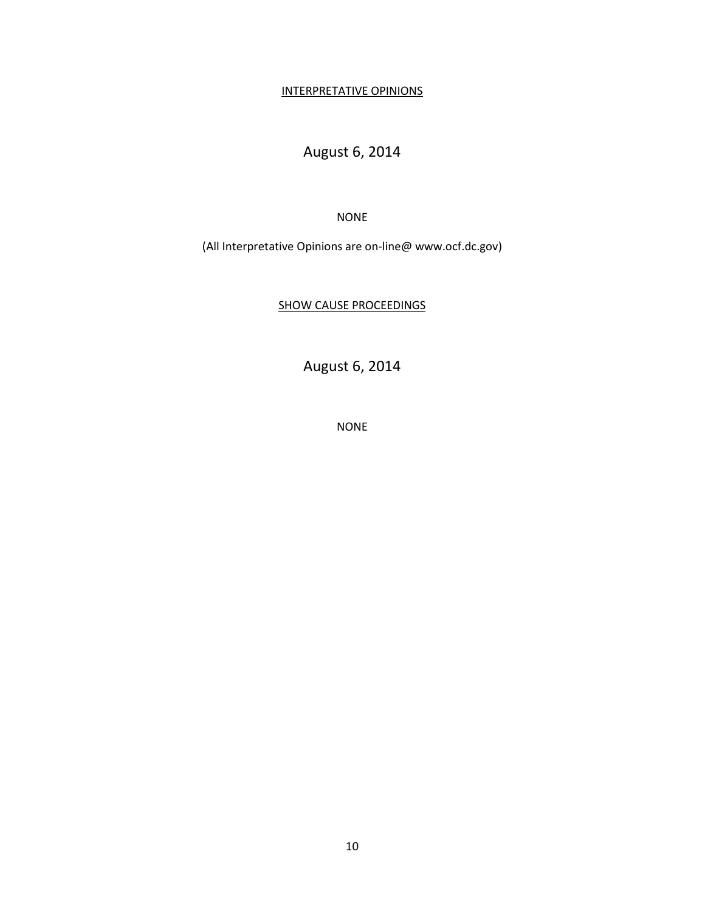## INTERPRETATIVE OPINIONS

August 6, 2014

NONE

(All Interpretative Opinions are on-line@ www.ocf.dc.gov)

## SHOW CAUSE PROCEEDINGS

August 6, 2014

NONE